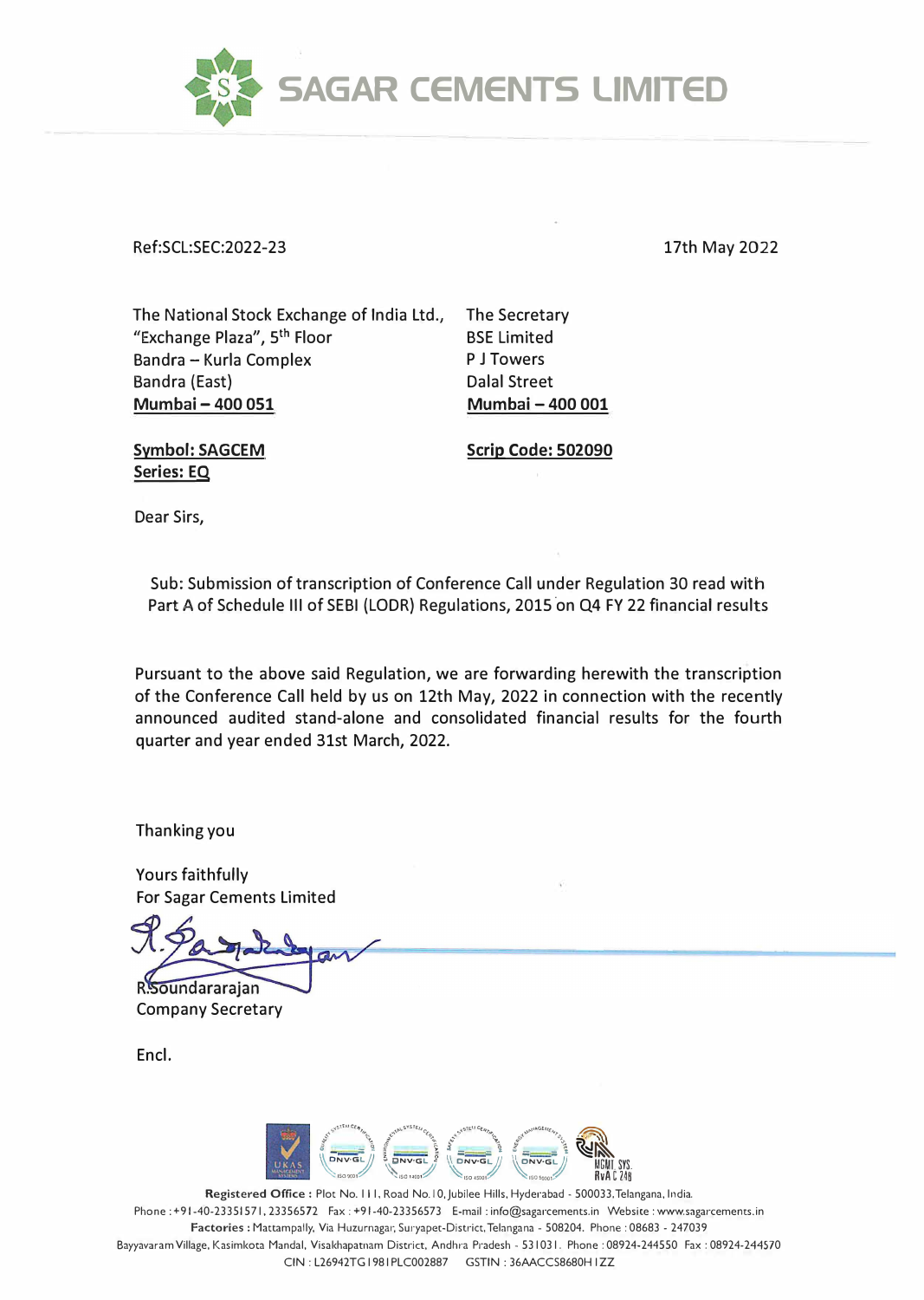# SAGAR CEMENTS LIMITED

Ref:SCL:SEC:2022-23

17th May 2022

The National Stock Exchange of India Ltd.,
"Exchange Plaza", 5th Floor
Bandra – Kurla Complex
Bandra (East)
**Mumbai – 400 051**

**Symbol: SAGCEM**
**Series: EQ**

The Secretary
BSE Limited
P J Towers
Dalal Street
**Mumbai – 400 001**

**Scrip Code: 502090**

Dear Sirs,

Sub: Submission of transcription of Conference Call under Regulation 30 read with Part A of Schedule III of SEBI (LODR) Regulations, 2015 on Q4 FY 22 financial results

Pursuant to the above said Regulation, we are forwarding herewith the transcription of the Conference Call held by us on 12th May, 2022 in connection with the recently announced audited stand-alone and consolidated financial results for the fourth quarter and year ended 31st March, 2022.

Thanking you

Yours faithfully
For Sagar Cements Limited

R.Soundararajan
Company Secretary

Encl.

**Registered Office :** Plot No. 111, Road No. 10, Jubilee Hills, Hyderabad - 500033, Telangana, India.
Phone : +91-40-23351571, 23356572 Fax : +91-40-23356573 E-mail : info@sagarcements.in Website : www.sagarcements.in
**Factories :** Mattampally, Via Huzurnagar, Suryapet-District, Telangana - 508204. Phone : 08683 - 247039
Bayyavaram Village, Kasimkota Mandal, Visakhapatnam District, Andhra Pradesh - 531031. Phone : 08924-244550 Fax : 08924-244570
CIN : L26942TG1981PLC002887 GSTIN : 36AACCS8680H1ZZ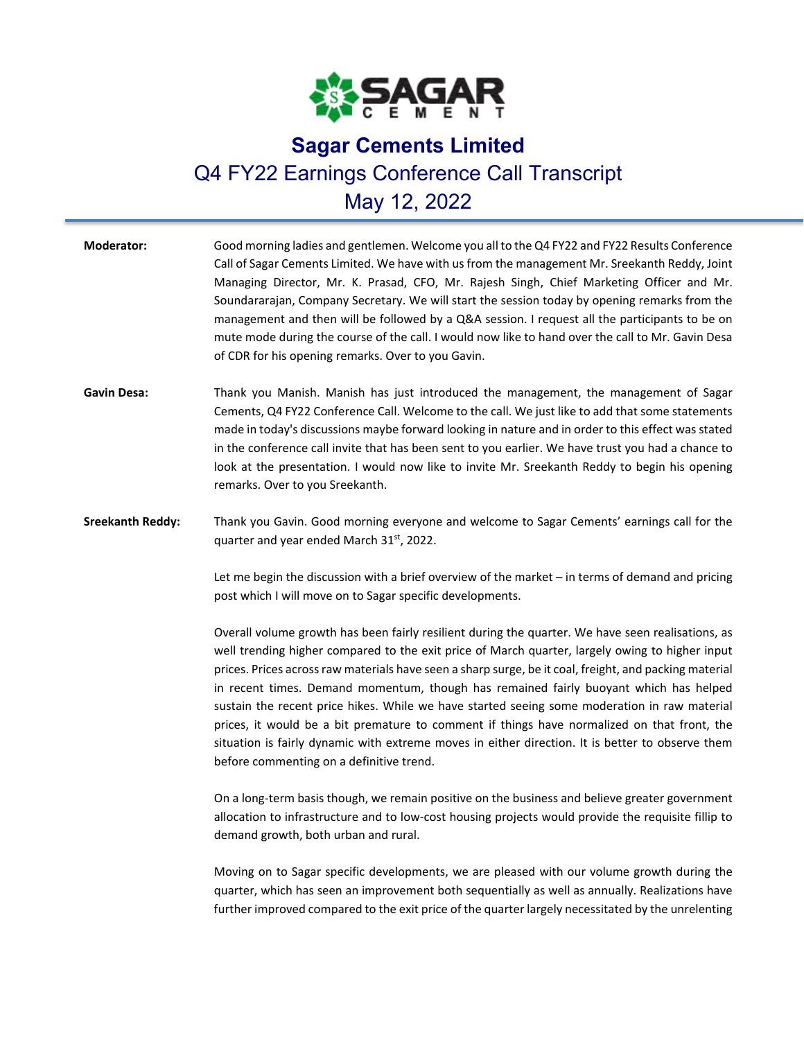# Sagar Cements Limited

## Q4 FY22 Earnings Conference Call Transcript

## May 12, 2022

**Moderator:** Good morning ladies and gentlemen. Welcome you all to the Q4 FY22 and FY22 Results Conference Call of Sagar Cements Limited. We have with us from the management Mr. Sreekanth Reddy, Joint Managing Director, Mr. K. Prasad, CFO, Mr. Rajesh Singh, Chief Marketing Officer and Mr. Soundararajan, Company Secretary. We will start the session today by opening remarks from the management and then will be followed by a Q&A session. I request all the participants to be on mute mode during the course of the call. I would now like to hand over the call to Mr. Gavin Desa of CDR for his opening remarks. Over to you Gavin.

**Gavin Desa:** Thank you Manish. Manish has just introduced the management, the management of Sagar Cements, Q4 FY22 Conference Call. Welcome to the call. We just like to add that some statements made in today's discussions maybe forward looking in nature and in order to this effect was stated in the conference call invite that has been sent to you earlier. We have trust you had a chance to look at the presentation. I would now like to invite Mr. Sreekanth Reddy to begin his opening remarks. Over to you Sreekanth.

**Sreekanth Reddy:** Thank you Gavin. Good morning everyone and welcome to Sagar Cements' earnings call for the quarter and year ended March 31st, 2022.

Let me begin the discussion with a brief overview of the market – in terms of demand and pricing post which I will move on to Sagar specific developments.

Overall volume growth has been fairly resilient during the quarter. We have seen realisations, as well trending higher compared to the exit price of March quarter, largely owing to higher input prices. Prices across raw materials have seen a sharp surge, be it coal, freight, and packing material in recent times. Demand momentum, though has remained fairly buoyant which has helped sustain the recent price hikes. While we have started seeing some moderation in raw material prices, it would be a bit premature to comment if things have normalized on that front, the situation is fairly dynamic with extreme moves in either direction. It is better to observe them before commenting on a definitive trend.

On a long-term basis though, we remain positive on the business and believe greater government allocation to infrastructure and to low-cost housing projects would provide the requisite fillip to demand growth, both urban and rural.

Moving on to Sagar specific developments, we are pleased with our volume growth during the quarter, which has seen an improvement both sequentially as well as annually. Realizations have further improved compared to the exit price of the quarter largely necessitated by the unrelenting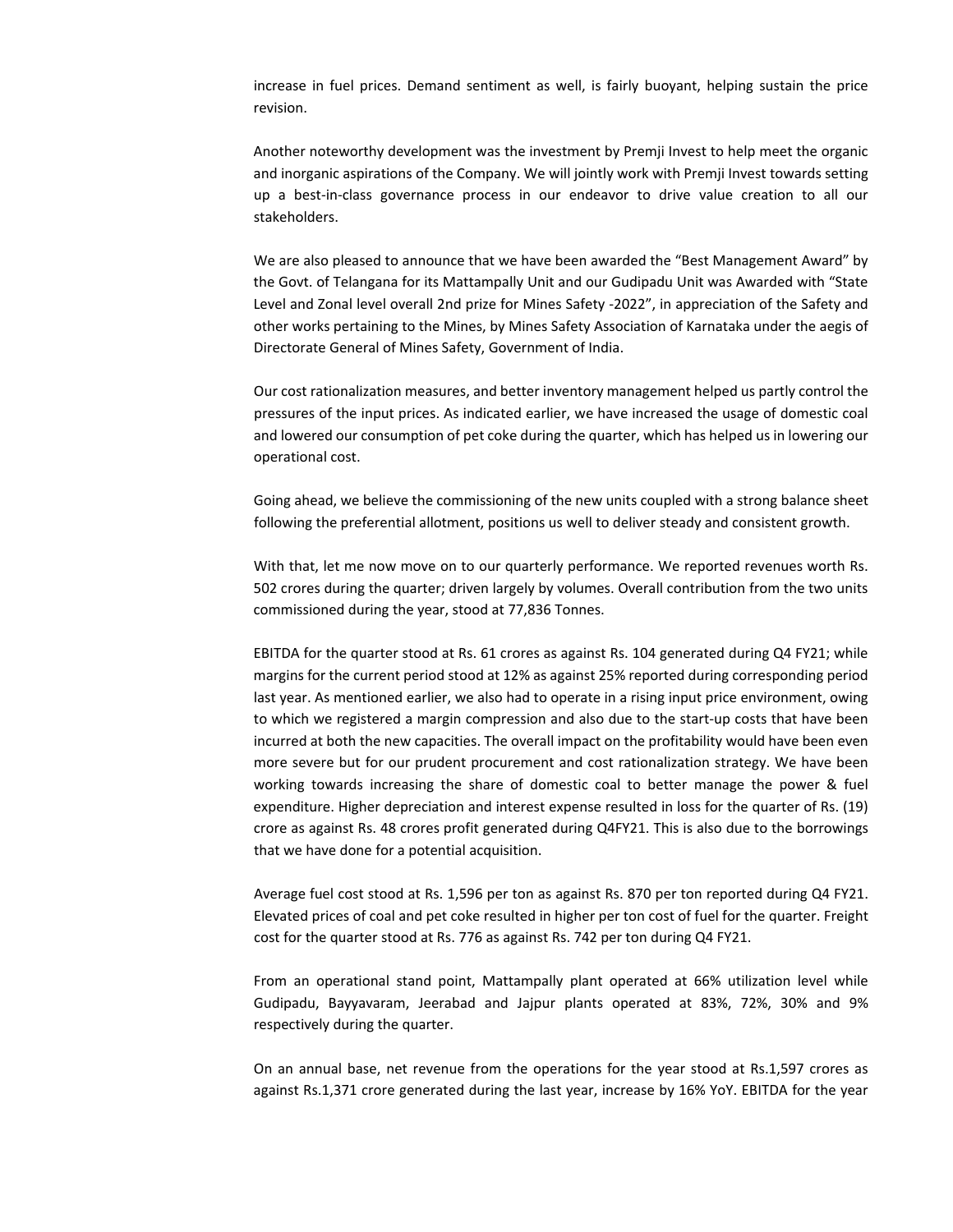increase in fuel prices. Demand sentiment as well, is fairly buoyant, helping sustain the price revision.

Another noteworthy development was the investment by Premji Invest to help meet the organic and inorganic aspirations of the Company. We will jointly work with Premji Invest towards setting up a best-in-class governance process in our endeavor to drive value creation to all our stakeholders.

We are also pleased to announce that we have been awarded the "Best Management Award" by the Govt. of Telangana for its Mattampally Unit and our Gudipadu Unit was Awarded with "State Level and Zonal level overall 2nd prize for Mines Safety -2022", in appreciation of the Safety and other works pertaining to the Mines, by Mines Safety Association of Karnataka under the aegis of Directorate General of Mines Safety, Government of India.

Our cost rationalization measures, and better inventory management helped us partly control the pressures of the input prices. As indicated earlier, we have increased the usage of domestic coal and lowered our consumption of pet coke during the quarter, which has helped us in lowering our operational cost.

Going ahead, we believe the commissioning of the new units coupled with a strong balance sheet following the preferential allotment, positions us well to deliver steady and consistent growth.

With that, let me now move on to our quarterly performance. We reported revenues worth Rs. 502 crores during the quarter; driven largely by volumes. Overall contribution from the two units commissioned during the year, stood at 77,836 Tonnes.

EBITDA for the quarter stood at Rs. 61 crores as against Rs. 104 generated during Q4 FY21; while margins for the current period stood at 12% as against 25% reported during corresponding period last year. As mentioned earlier, we also had to operate in a rising input price environment, owing to which we registered a margin compression and also due to the start-up costs that have been incurred at both the new capacities. The overall impact on the profitability would have been even more severe but for our prudent procurement and cost rationalization strategy. We have been working towards increasing the share of domestic coal to better manage the power & fuel expenditure. Higher depreciation and interest expense resulted in loss for the quarter of Rs. (19) crore as against Rs. 48 crores profit generated during Q4FY21. This is also due to the borrowings that we have done for a potential acquisition.

Average fuel cost stood at Rs. 1,596 per ton as against Rs. 870 per ton reported during Q4 FY21. Elevated prices of coal and pet coke resulted in higher per ton cost of fuel for the quarter. Freight cost for the quarter stood at Rs. 776 as against Rs. 742 per ton during Q4 FY21.

From an operational stand point, Mattampally plant operated at 66% utilization level while Gudipadu, Bayyavaram, Jeerabad and Jajpur plants operated at 83%, 72%, 30% and 9% respectively during the quarter.

On an annual base, net revenue from the operations for the year stood at Rs.1,597 crores as against Rs.1,371 crore generated during the last year, increase by 16% YoY. EBITDA for the year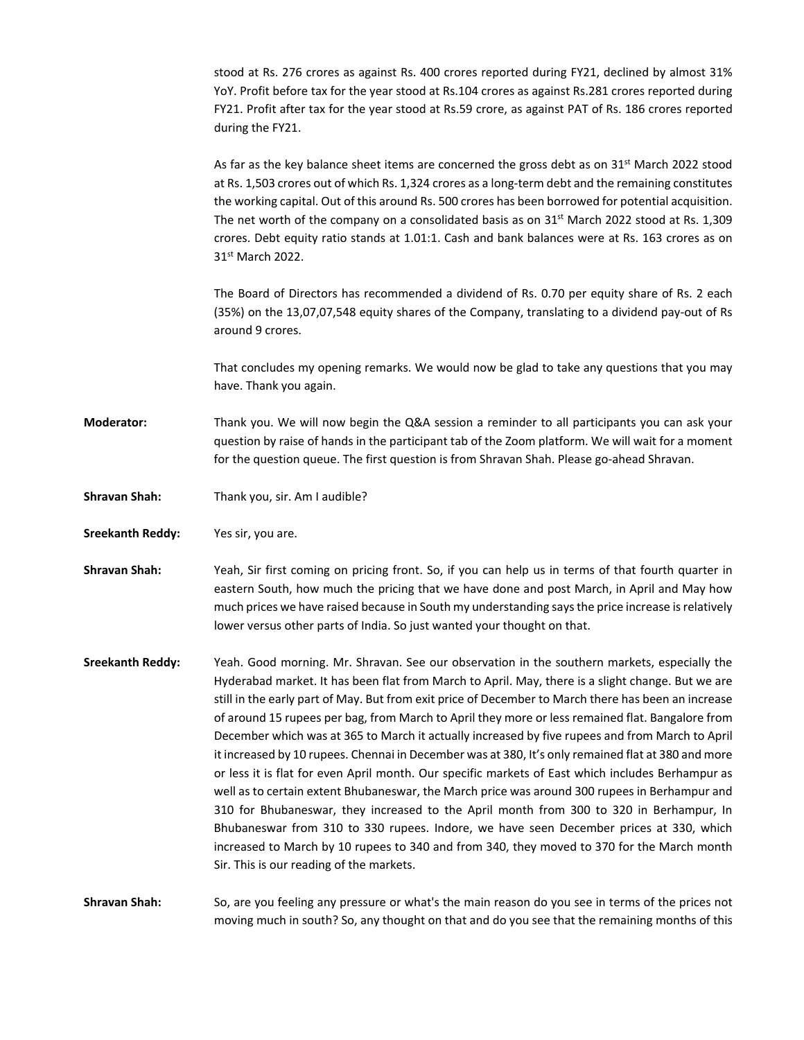stood at Rs. 276 crores as against Rs. 400 crores reported during FY21, declined by almost 31% YoY. Profit before tax for the year stood at Rs.104 crores as against Rs.281 crores reported during FY21. Profit after tax for the year stood at Rs.59 crore, as against PAT of Rs. 186 crores reported during the FY21.

As far as the key balance sheet items are concerned the gross debt as on 31st March 2022 stood at Rs. 1,503 crores out of which Rs. 1,324 crores as a long-term debt and the remaining constitutes the working capital. Out of this around Rs. 500 crores has been borrowed for potential acquisition. The net worth of the company on a consolidated basis as on 31st March 2022 stood at Rs. 1,309 crores. Debt equity ratio stands at 1.01:1. Cash and bank balances were at Rs. 163 crores as on 31st March 2022.

The Board of Directors has recommended a dividend of Rs. 0.70 per equity share of Rs. 2 each (35%) on the 13,07,07,548 equity shares of the Company, translating to a dividend pay-out of Rs around 9 crores.

That concludes my opening remarks. We would now be glad to take any questions that you may have. Thank you again.

**Moderator:** Thank you. We will now begin the Q&A session a reminder to all participants you can ask your question by raise of hands in the participant tab of the Zoom platform. We will wait for a moment for the question queue. The first question is from Shravan Shah. Please go-ahead Shravan.

**Shravan Shah:** Thank you, sir. Am I audible?

**Sreekanth Reddy:** Yes sir, you are.

**Shravan Shah:** Yeah, Sir first coming on pricing front. So, if you can help us in terms of that fourth quarter in eastern South, how much the pricing that we have done and post March, in April and May how much prices we have raised because in South my understanding says the price increase is relatively lower versus other parts of India. So just wanted your thought on that.

**Sreekanth Reddy:** Yeah. Good morning. Mr. Shravan. See our observation in the southern markets, especially the Hyderabad market. It has been flat from March to April. May, there is a slight change. But we are still in the early part of May. But from exit price of December to March there has been an increase of around 15 rupees per bag, from March to April they more or less remained flat. Bangalore from December which was at 365 to March it actually increased by five rupees and from March to April it increased by 10 rupees. Chennai in December was at 380, It's only remained flat at 380 and more or less it is flat for even April month. Our specific markets of East which includes Berhampur as well as to certain extent Bhubaneswar, the March price was around 300 rupees in Berhampur and 310 for Bhubaneswar, they increased to the April month from 300 to 320 in Berhampur, In Bhubaneswar from 310 to 330 rupees. Indore, we have seen December prices at 330, which increased to March by 10 rupees to 340 and from 340, they moved to 370 for the March month Sir. This is our reading of the markets.

**Shravan Shah:** So, are you feeling any pressure or what's the main reason do you see in terms of the prices not moving much in south? So, any thought on that and do you see that the remaining months of this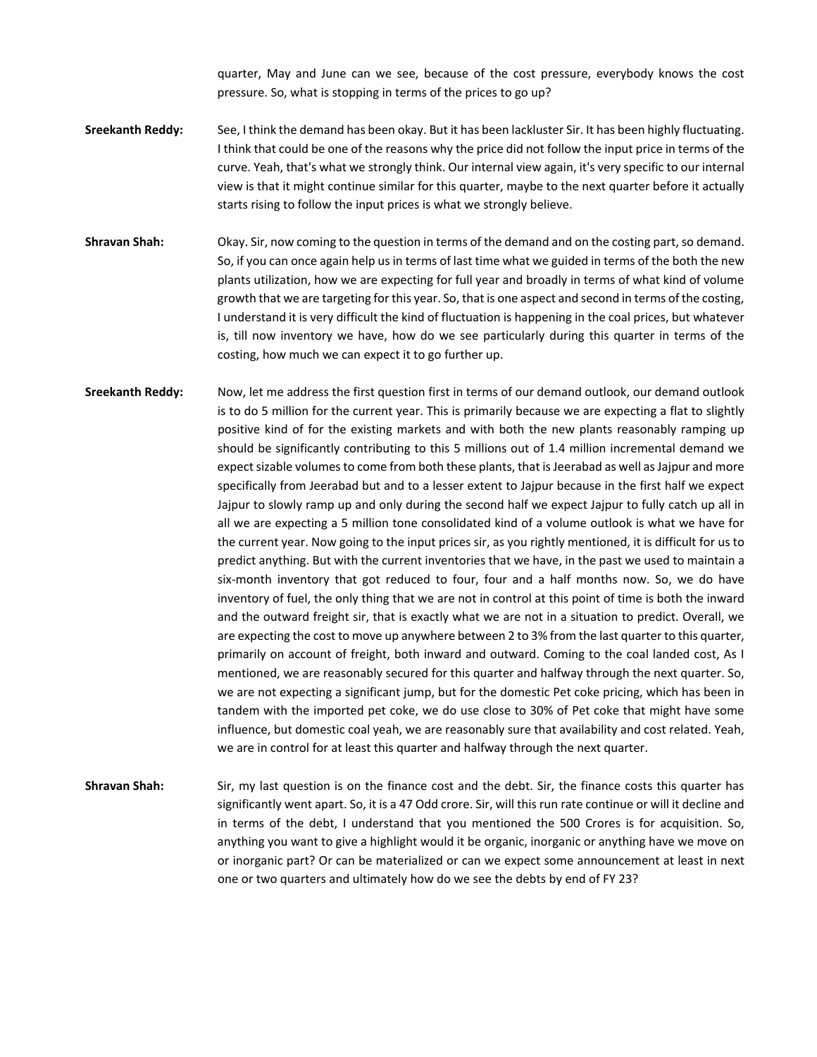quarter, May and June can we see, because of the cost pressure, everybody knows the cost pressure. So, what is stopping in terms of the prices to go up?

**Sreekanth Reddy:** See, I think the demand has been okay. But it has been lackluster Sir. It has been highly fluctuating. I think that could be one of the reasons why the price did not follow the input price in terms of the curve. Yeah, that's what we strongly think. Our internal view again, it's very specific to our internal view is that it might continue similar for this quarter, maybe to the next quarter before it actually starts rising to follow the input prices is what we strongly believe.

**Shravan Shah:** Okay. Sir, now coming to the question in terms of the demand and on the costing part, so demand. So, if you can once again help us in terms of last time what we guided in terms of the both the new plants utilization, how we are expecting for full year and broadly in terms of what kind of volume growth that we are targeting for this year. So, that is one aspect and second in terms of the costing, I understand it is very difficult the kind of fluctuation is happening in the coal prices, but whatever is, till now inventory we have, how do we see particularly during this quarter in terms of the costing, how much we can expect it to go further up.

**Sreekanth Reddy:** Now, let me address the first question first in terms of our demand outlook, our demand outlook is to do 5 million for the current year. This is primarily because we are expecting a flat to slightly positive kind of for the existing markets and with both the new plants reasonably ramping up should be significantly contributing to this 5 millions out of 1.4 million incremental demand we expect sizable volumes to come from both these plants, that is Jeerabad as well as Jajpur and more specifically from Jeerabad but and to a lesser extent to Jajpur because in the first half we expect Jajpur to slowly ramp up and only during the second half we expect Jajpur to fully catch up all in all we are expecting a 5 million tone consolidated kind of a volume outlook is what we have for the current year. Now going to the input prices sir, as you rightly mentioned, it is difficult for us to predict anything. But with the current inventories that we have, in the past we used to maintain a six-month inventory that got reduced to four, four and a half months now. So, we do have inventory of fuel, the only thing that we are not in control at this point of time is both the inward and the outward freight sir, that is exactly what we are not in a situation to predict. Overall, we are expecting the cost to move up anywhere between 2 to 3% from the last quarter to this quarter, primarily on account of freight, both inward and outward. Coming to the coal landed cost, As I mentioned, we are reasonably secured for this quarter and halfway through the next quarter. So, we are not expecting a significant jump, but for the domestic Pet coke pricing, which has been in tandem with the imported pet coke, we do use close to 30% of Pet coke that might have some influence, but domestic coal yeah, we are reasonably sure that availability and cost related. Yeah, we are in control for at least this quarter and halfway through the next quarter.

**Shravan Shah:** Sir, my last question is on the finance cost and the debt. Sir, the finance costs this quarter has significantly went apart. So, it is a 47 Odd crore. Sir, will this run rate continue or will it decline and in terms of the debt, I understand that you mentioned the 500 Crores is for acquisition. So, anything you want to give a highlight would it be organic, inorganic or anything have we move on or inorganic part? Or can be materialized or can we expect some announcement at least in next one or two quarters and ultimately how do we see the debts by end of FY 23?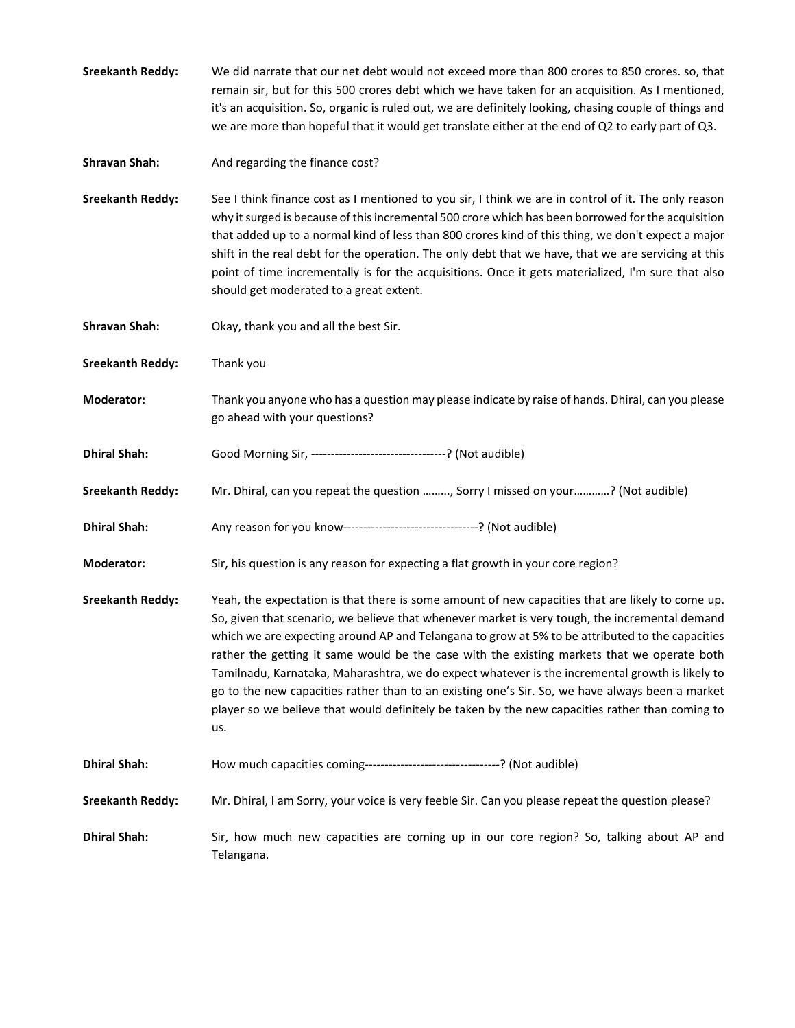**Sreekanth Reddy:** We did narrate that our net debt would not exceed more than 800 crores to 850 crores. so, that remain sir, but for this 500 crores debt which we have taken for an acquisition. As I mentioned, it's an acquisition. So, organic is ruled out, we are definitely looking, chasing couple of things and we are more than hopeful that it would get translate either at the end of Q2 to early part of Q3.

**Shravan Shah:** And regarding the finance cost?

**Sreekanth Reddy:** See I think finance cost as I mentioned to you sir, I think we are in control of it. The only reason why it surged is because of this incremental 500 crore which has been borrowed for the acquisition that added up to a normal kind of less than 800 crores kind of this thing, we don't expect a major shift in the real debt for the operation. The only debt that we have, that we are servicing at this point of time incrementally is for the acquisitions. Once it gets materialized, I'm sure that also should get moderated to a great extent.

**Shravan Shah:** Okay, thank you and all the best Sir.

**Sreekanth Reddy:** Thank you

**Moderator:** Thank you anyone who has a question may please indicate by raise of hands. Dhiral, can you please go ahead with your questions?

**Dhiral Shah:** Good Morning Sir, ----------------------------------? (Not audible)

**Sreekanth Reddy:** Mr. Dhiral, can you repeat the question ………, Sorry I missed on your…………? (Not audible)

**Dhiral Shah:** Any reason for you know----------------------------------? (Not audible)

**Moderator:** Sir, his question is any reason for expecting a flat growth in your core region?

**Sreekanth Reddy:** Yeah, the expectation is that there is some amount of new capacities that are likely to come up. So, given that scenario, we believe that whenever market is very tough, the incremental demand which we are expecting around AP and Telangana to grow at 5% to be attributed to the capacities rather the getting it same would be the case with the existing markets that we operate both Tamilnadu, Karnataka, Maharashtra, we do expect whatever is the incremental growth is likely to go to the new capacities rather than to an existing one's Sir. So, we have always been a market player so we believe that would definitely be taken by the new capacities rather than coming to us.

**Dhiral Shah:** How much capacities coming----------------------------------? (Not audible)

**Sreekanth Reddy:** Mr. Dhiral, I am Sorry, your voice is very feeble Sir. Can you please repeat the question please?

**Dhiral Shah:** Sir, how much new capacities are coming up in our core region? So, talking about AP and Telangana.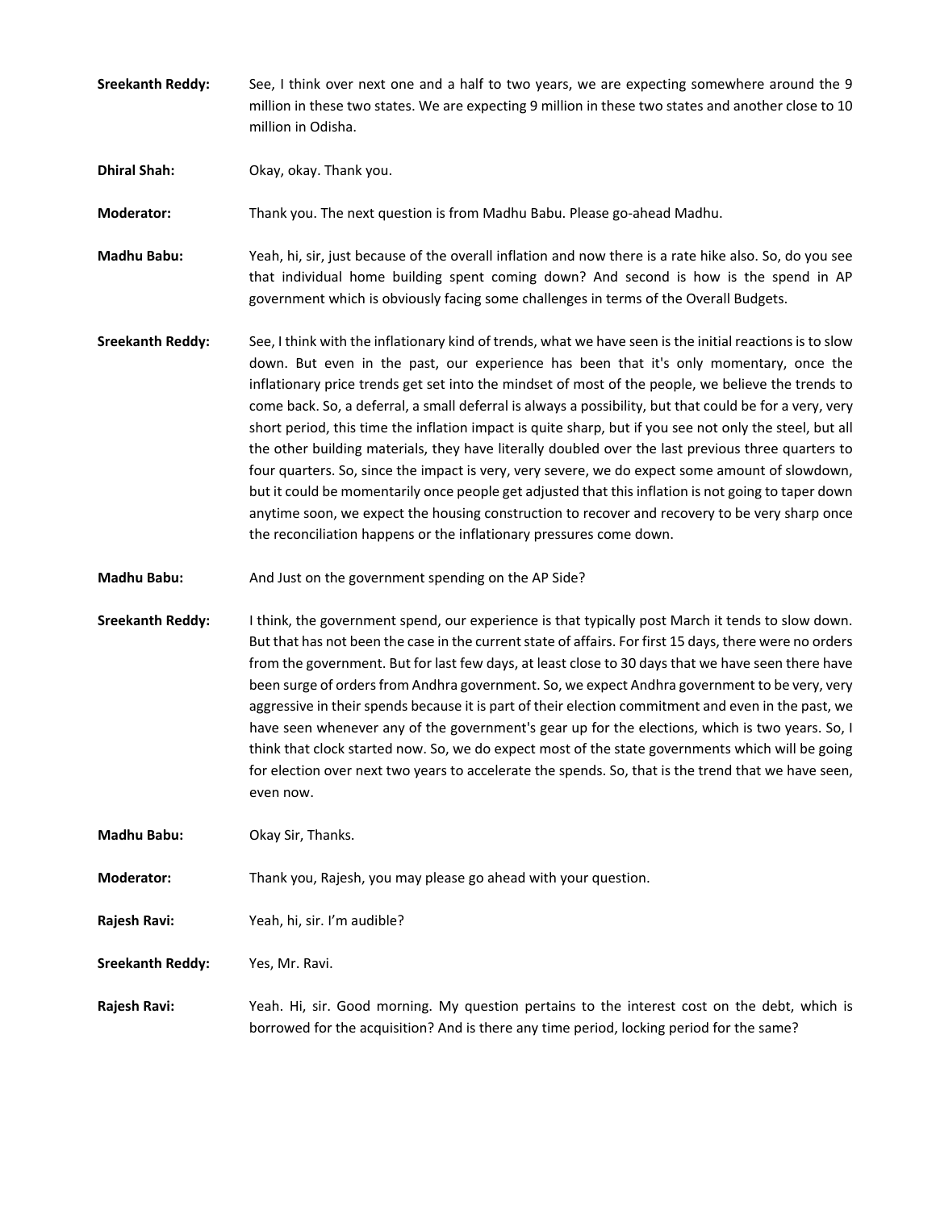**Sreekanth Reddy:** See, I think over next one and a half to two years, we are expecting somewhere around the 9 million in these two states. We are expecting 9 million in these two states and another close to 10 million in Odisha.

**Dhiral Shah:** Okay, okay. Thank you.

**Moderator:** Thank you. The next question is from Madhu Babu. Please go-ahead Madhu.

**Madhu Babu:** Yeah, hi, sir, just because of the overall inflation and now there is a rate hike also. So, do you see that individual home building spent coming down? And second is how is the spend in AP government which is obviously facing some challenges in terms of the Overall Budgets.

**Sreekanth Reddy:** See, I think with the inflationary kind of trends, what we have seen is the initial reactions is to slow down. But even in the past, our experience has been that it's only momentary, once the inflationary price trends get set into the mindset of most of the people, we believe the trends to come back. So, a deferral, a small deferral is always a possibility, but that could be for a very, very short period, this time the inflation impact is quite sharp, but if you see not only the steel, but all the other building materials, they have literally doubled over the last previous three quarters to four quarters. So, since the impact is very, very severe, we do expect some amount of slowdown, but it could be momentarily once people get adjusted that this inflation is not going to taper down anytime soon, we expect the housing construction to recover and recovery to be very sharp once the reconciliation happens or the inflationary pressures come down.

**Madhu Babu:** And Just on the government spending on the AP Side?

**Sreekanth Reddy:** I think, the government spend, our experience is that typically post March it tends to slow down. But that has not been the case in the current state of affairs. For first 15 days, there were no orders from the government. But for last few days, at least close to 30 days that we have seen there have been surge of orders from Andhra government. So, we expect Andhra government to be very, very aggressive in their spends because it is part of their election commitment and even in the past, we have seen whenever any of the government's gear up for the elections, which is two years. So, I think that clock started now. So, we do expect most of the state governments which will be going for election over next two years to accelerate the spends. So, that is the trend that we have seen, even now.

**Madhu Babu:** Okay Sir, Thanks.

**Moderator:** Thank you, Rajesh, you may please go ahead with your question.

**Rajesh Ravi:** Yeah, hi, sir. I'm audible?

**Sreekanth Reddy:** Yes, Mr. Ravi.

**Rajesh Ravi:** Yeah. Hi, sir. Good morning. My question pertains to the interest cost on the debt, which is borrowed for the acquisition? And is there any time period, locking period for the same?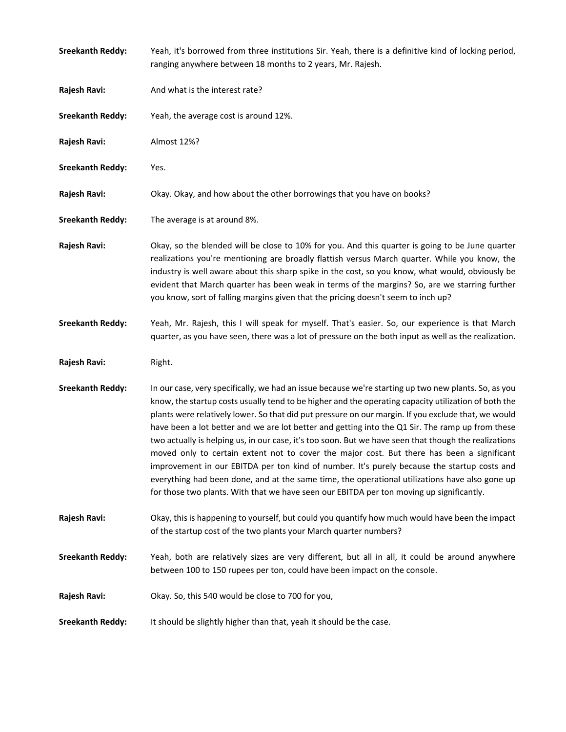**Sreekanth Reddy:** Yeah, it's borrowed from three institutions Sir. Yeah, there is a definitive kind of locking period, ranging anywhere between 18 months to 2 years, Mr. Rajesh.

**Rajesh Ravi:** And what is the interest rate?

**Sreekanth Reddy:** Yeah, the average cost is around 12%.

**Rajesh Ravi:** Almost 12%?

**Sreekanth Reddy:** Yes.

**Rajesh Ravi:** Okay. Okay, and how about the other borrowings that you have on books?

**Sreekanth Reddy:** The average is at around 8%.

**Rajesh Ravi:** Okay, so the blended will be close to 10% for you. And this quarter is going to be June quarter realizations you're mentioning are broadly flattish versus March quarter. While you know, the industry is well aware about this sharp spike in the cost, so you know, what would, obviously be evident that March quarter has been weak in terms of the margins? So, are we starring further you know, sort of falling margins given that the pricing doesn't seem to inch up?

**Sreekanth Reddy:** Yeah, Mr. Rajesh, this I will speak for myself. That's easier. So, our experience is that March quarter, as you have seen, there was a lot of pressure on the both input as well as the realization.

**Rajesh Ravi:** Right.

**Sreekanth Reddy:** In our case, very specifically, we had an issue because we're starting up two new plants. So, as you know, the startup costs usually tend to be higher and the operating capacity utilization of both the plants were relatively lower. So that did put pressure on our margin. If you exclude that, we would have been a lot better and we are lot better and getting into the Q1 Sir. The ramp up from these two actually is helping us, in our case, it's too soon. But we have seen that though the realizations moved only to certain extent not to cover the major cost. But there has been a significant improvement in our EBITDA per ton kind of number. It's purely because the startup costs and everything had been done, and at the same time, the operational utilizations have also gone up for those two plants. With that we have seen our EBITDA per ton moving up significantly.

**Rajesh Ravi:** Okay, this is happening to yourself, but could you quantify how much would have been the impact of the startup cost of the two plants your March quarter numbers?

**Sreekanth Reddy:** Yeah, both are relatively sizes are very different, but all in all, it could be around anywhere between 100 to 150 rupees per ton, could have been impact on the console.

**Rajesh Ravi:** Okay. So, this 540 would be close to 700 for you,

**Sreekanth Reddy:** It should be slightly higher than that, yeah it should be the case.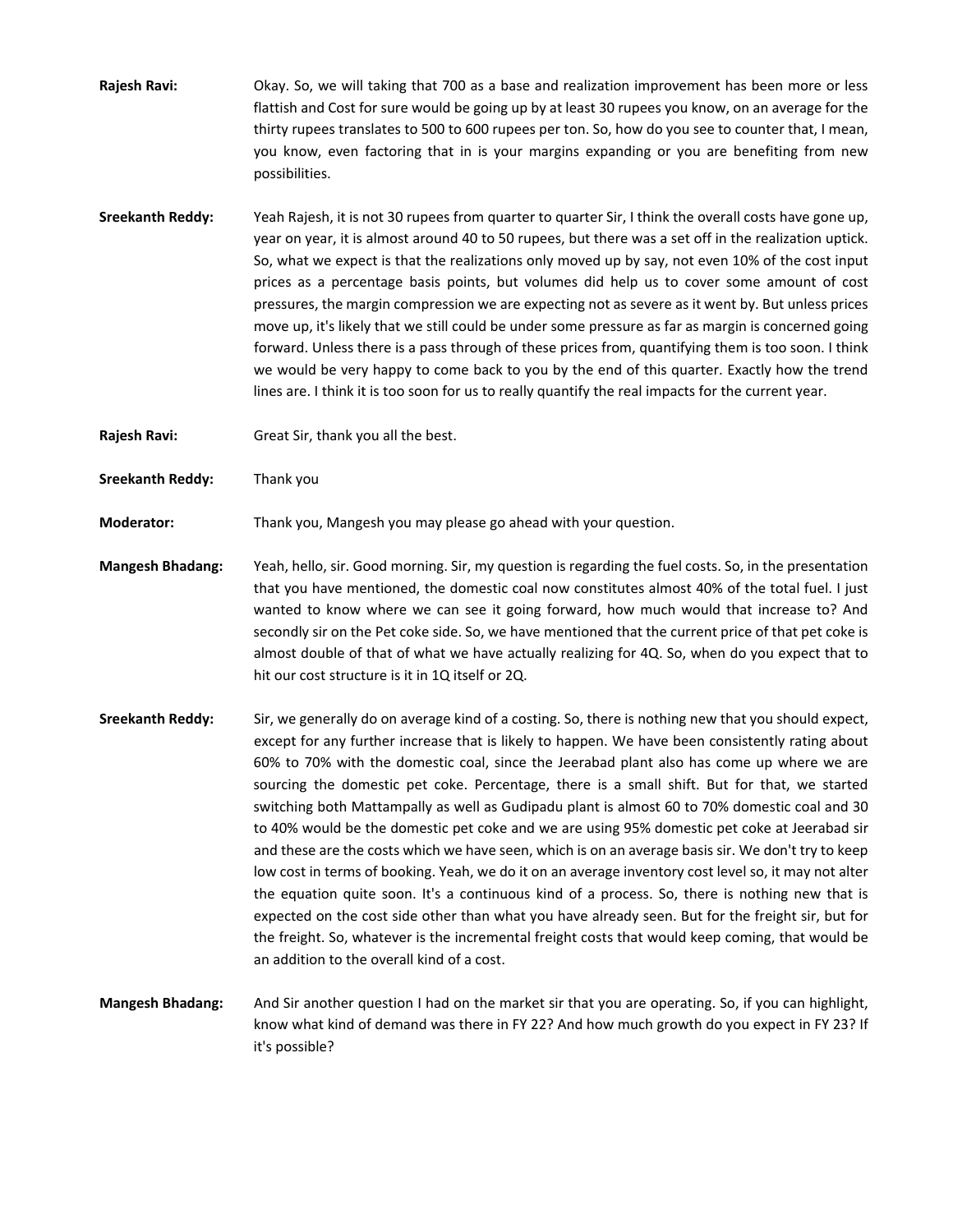**Rajesh Ravi:** Okay. So, we will taking that 700 as a base and realization improvement has been more or less flattish and Cost for sure would be going up by at least 30 rupees you know, on an average for the thirty rupees translates to 500 to 600 rupees per ton. So, how do you see to counter that, I mean, you know, even factoring that in is your margins expanding or you are benefiting from new possibilities.

**Sreekanth Reddy:** Yeah Rajesh, it is not 30 rupees from quarter to quarter Sir, I think the overall costs have gone up, year on year, it is almost around 40 to 50 rupees, but there was a set off in the realization uptick. So, what we expect is that the realizations only moved up by say, not even 10% of the cost input prices as a percentage basis points, but volumes did help us to cover some amount of cost pressures, the margin compression we are expecting not as severe as it went by. But unless prices move up, it's likely that we still could be under some pressure as far as margin is concerned going forward. Unless there is a pass through of these prices from, quantifying them is too soon. I think we would be very happy to come back to you by the end of this quarter. Exactly how the trend lines are. I think it is too soon for us to really quantify the real impacts for the current year.

**Rajesh Ravi:** Great Sir, thank you all the best.

**Sreekanth Reddy:** Thank you

**Moderator:** Thank you, Mangesh you may please go ahead with your question.

**Mangesh Bhadang:** Yeah, hello, sir. Good morning. Sir, my question is regarding the fuel costs. So, in the presentation that you have mentioned, the domestic coal now constitutes almost 40% of the total fuel. I just wanted to know where we can see it going forward, how much would that increase to? And secondly sir on the Pet coke side. So, we have mentioned that the current price of that pet coke is almost double of that of what we have actually realizing for 4Q. So, when do you expect that to hit our cost structure is it in 1Q itself or 2Q.

**Sreekanth Reddy:** Sir, we generally do on average kind of a costing. So, there is nothing new that you should expect, except for any further increase that is likely to happen. We have been consistently rating about 60% to 70% with the domestic coal, since the Jeerabad plant also has come up where we are sourcing the domestic pet coke. Percentage, there is a small shift. But for that, we started switching both Mattampally as well as Gudipadu plant is almost 60 to 70% domestic coal and 30 to 40% would be the domestic pet coke and we are using 95% domestic pet coke at Jeerabad sir and these are the costs which we have seen, which is on an average basis sir. We don't try to keep low cost in terms of booking. Yeah, we do it on an average inventory cost level so, it may not alter the equation quite soon. It's a continuous kind of a process. So, there is nothing new that is expected on the cost side other than what you have already seen. But for the freight sir, but for the freight. So, whatever is the incremental freight costs that would keep coming, that would be an addition to the overall kind of a cost.

**Mangesh Bhadang:** And Sir another question I had on the market sir that you are operating. So, if you can highlight, know what kind of demand was there in FY 22? And how much growth do you expect in FY 23? If it's possible?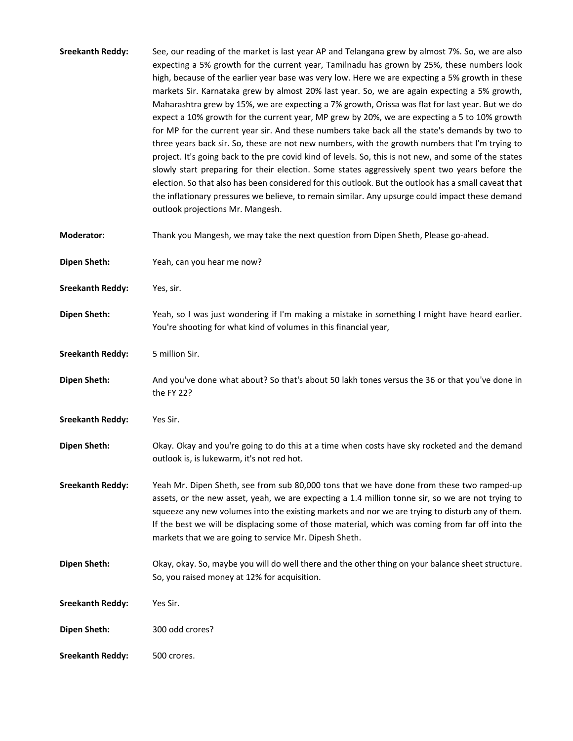**Sreekanth Reddy:** See, our reading of the market is last year AP and Telangana grew by almost 7%. So, we are also expecting a 5% growth for the current year, Tamilnadu has grown by 25%, these numbers look high, because of the earlier year base was very low. Here we are expecting a 5% growth in these markets Sir. Karnataka grew by almost 20% last year. So, we are again expecting a 5% growth, Maharashtra grew by 15%, we are expecting a 7% growth, Orissa was flat for last year. But we do expect a 10% growth for the current year, MP grew by 20%, we are expecting a 5 to 10% growth for MP for the current year sir. And these numbers take back all the state's demands by two to three years back sir. So, these are not new numbers, with the growth numbers that I'm trying to project. It's going back to the pre covid kind of levels. So, this is not new, and some of the states slowly start preparing for their election. Some states aggressively spent two years before the election. So that also has been considered for this outlook. But the outlook has a small caveat that the inflationary pressures we believe, to remain similar. Any upsurge could impact these demand outlook projections Mr. Mangesh.

**Moderator:** Thank you Mangesh, we may take the next question from Dipen Sheth, Please go-ahead.

**Dipen Sheth:** Yeah, can you hear me now?

**Sreekanth Reddy:** Yes, sir.

**Dipen Sheth:** Yeah, so I was just wondering if I'm making a mistake in something I might have heard earlier. You're shooting for what kind of volumes in this financial year,

**Sreekanth Reddy:** 5 million Sir.

**Dipen Sheth:** And you've done what about? So that's about 50 lakh tones versus the 36 or that you've done in the FY 22?

**Sreekanth Reddy:** Yes Sir.

**Dipen Sheth:** Okay. Okay and you're going to do this at a time when costs have sky rocketed and the demand outlook is, is lukewarm, it's not red hot.

**Sreekanth Reddy:** Yeah Mr. Dipen Sheth, see from sub 80,000 tons that we have done from these two ramped-up assets, or the new asset, yeah, we are expecting a 1.4 million tonne sir, so we are not trying to squeeze any new volumes into the existing markets and nor we are trying to disturb any of them. If the best we will be displacing some of those material, which was coming from far off into the markets that we are going to service Mr. Dipesh Sheth.

**Dipen Sheth:** Okay, okay. So, maybe you will do well there and the other thing on your balance sheet structure. So, you raised money at 12% for acquisition.

**Sreekanth Reddy:** Yes Sir.

**Dipen Sheth:** 300 odd crores?

**Sreekanth Reddy:** 500 crores.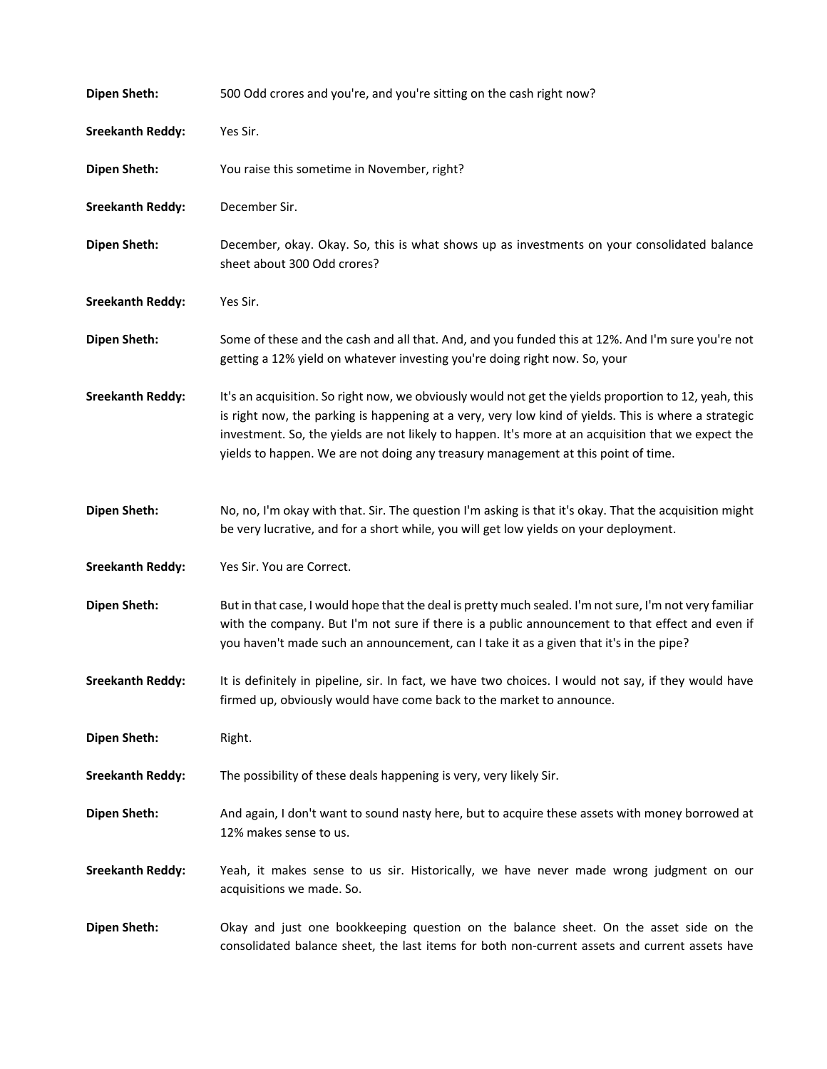**Dipen Sheth:** 500 Odd crores and you're, and you're sitting on the cash right now?

**Sreekanth Reddy:** Yes Sir.

**Dipen Sheth:** You raise this sometime in November, right?

**Sreekanth Reddy:** December Sir.

**Dipen Sheth:** December, okay. Okay. So, this is what shows up as investments on your consolidated balance sheet about 300 Odd crores?

**Sreekanth Reddy:** Yes Sir.

**Dipen Sheth:** Some of these and the cash and all that. And, and you funded this at 12%. And I'm sure you're not getting a 12% yield on whatever investing you're doing right now. So, your

**Sreekanth Reddy:** It's an acquisition. So right now, we obviously would not get the yields proportion to 12, yeah, this is right now, the parking is happening at a very, very low kind of yields. This is where a strategic investment. So, the yields are not likely to happen. It's more at an acquisition that we expect the yields to happen. We are not doing any treasury management at this point of time.

**Dipen Sheth:** No, no, I'm okay with that. Sir. The question I'm asking is that it's okay. That the acquisition might be very lucrative, and for a short while, you will get low yields on your deployment.

**Sreekanth Reddy:** Yes Sir. You are Correct.

**Dipen Sheth:** But in that case, I would hope that the deal is pretty much sealed. I'm not sure, I'm not very familiar with the company. But I'm not sure if there is a public announcement to that effect and even if you haven't made such an announcement, can I take it as a given that it's in the pipe?

**Sreekanth Reddy:** It is definitely in pipeline, sir. In fact, we have two choices. I would not say, if they would have firmed up, obviously would have come back to the market to announce.

**Dipen Sheth:** Right.

**Sreekanth Reddy:** The possibility of these deals happening is very, very likely Sir.

**Dipen Sheth:** And again, I don't want to sound nasty here, but to acquire these assets with money borrowed at 12% makes sense to us.

**Sreekanth Reddy:** Yeah, it makes sense to us sir. Historically, we have never made wrong judgment on our acquisitions we made. So.

**Dipen Sheth:** Okay and just one bookkeeping question on the balance sheet. On the asset side on the consolidated balance sheet, the last items for both non-current assets and current assets have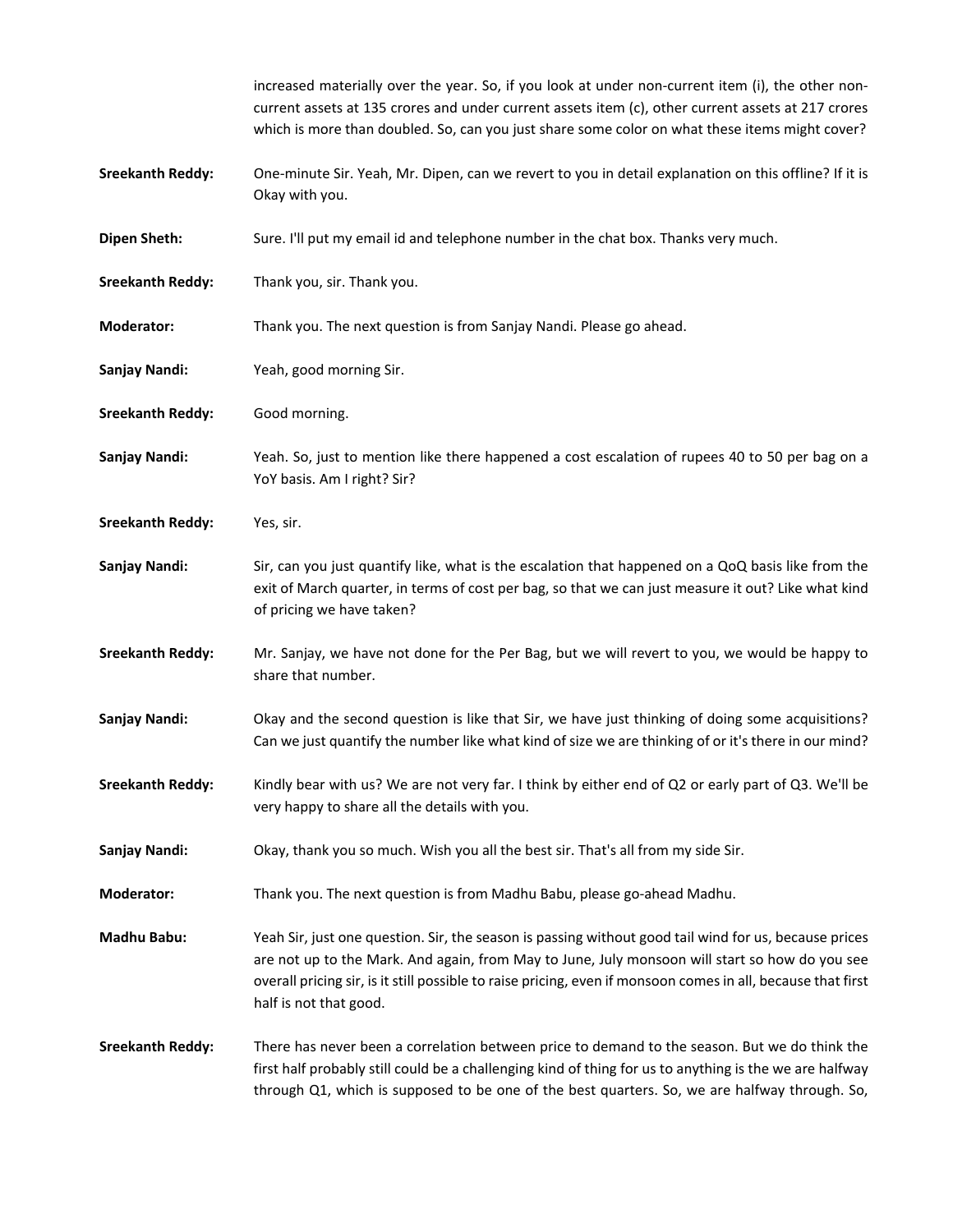increased materially over the year. So, if you look at under non-current item (i), the other non-current assets at 135 crores and under current assets item (c), other current assets at 217 crores which is more than doubled. So, can you just share some color on what these items might cover?

**Sreekanth Reddy:** One-minute Sir. Yeah, Mr. Dipen, can we revert to you in detail explanation on this offline? If it is Okay with you.

**Dipen Sheth:** Sure. I'll put my email id and telephone number in the chat box. Thanks very much.

**Sreekanth Reddy:** Thank you, sir. Thank you.

**Moderator:** Thank you. The next question is from Sanjay Nandi. Please go ahead.

**Sanjay Nandi:** Yeah, good morning Sir.

**Sreekanth Reddy:** Good morning.

**Sanjay Nandi:** Yeah. So, just to mention like there happened a cost escalation of rupees 40 to 50 per bag on a YoY basis. Am I right? Sir?

**Sreekanth Reddy:** Yes, sir.

**Sanjay Nandi:** Sir, can you just quantify like, what is the escalation that happened on a QoQ basis like from the exit of March quarter, in terms of cost per bag, so that we can just measure it out? Like what kind of pricing we have taken?

**Sreekanth Reddy:** Mr. Sanjay, we have not done for the Per Bag, but we will revert to you, we would be happy to share that number.

**Sanjay Nandi:** Okay and the second question is like that Sir, we have just thinking of doing some acquisitions? Can we just quantify the number like what kind of size we are thinking of or it's there in our mind?

**Sreekanth Reddy:** Kindly bear with us? We are not very far. I think by either end of Q2 or early part of Q3. We'll be very happy to share all the details with you.

**Sanjay Nandi:** Okay, thank you so much. Wish you all the best sir. That's all from my side Sir.

**Moderator:** Thank you. The next question is from Madhu Babu, please go-ahead Madhu.

**Madhu Babu:** Yeah Sir, just one question. Sir, the season is passing without good tail wind for us, because prices are not up to the Mark. And again, from May to June, July monsoon will start so how do you see overall pricing sir, is it still possible to raise pricing, even if monsoon comes in all, because that first half is not that good.

**Sreekanth Reddy:** There has never been a correlation between price to demand to the season. But we do think the first half probably still could be a challenging kind of thing for us to anything is the we are halfway through Q1, which is supposed to be one of the best quarters. So, we are halfway through. So,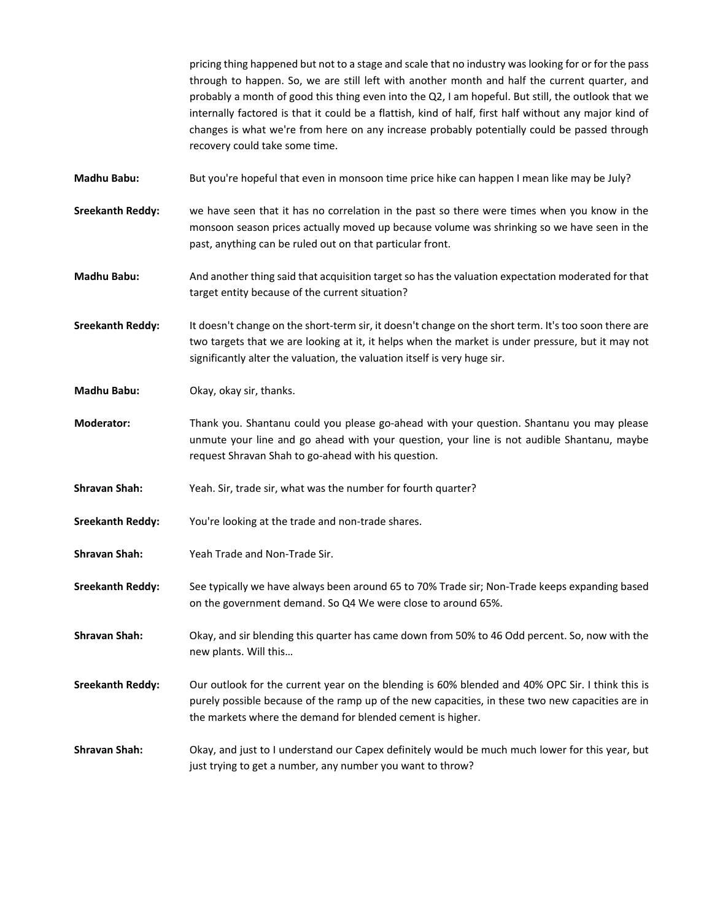pricing thing happened but not to a stage and scale that no industry was looking for or for the pass through to happen. So, we are still left with another month and half the current quarter, and probably a month of good this thing even into the Q2, I am hopeful. But still, the outlook that we internally factored is that it could be a flattish, kind of half, first half without any major kind of changes is what we're from here on any increase probably potentially could be passed through recovery could take some time.

**Madhu Babu:** But you're hopeful that even in monsoon time price hike can happen I mean like may be July?

**Sreekanth Reddy:** we have seen that it has no correlation in the past so there were times when you know in the monsoon season prices actually moved up because volume was shrinking so we have seen in the past, anything can be ruled out on that particular front.

**Madhu Babu:** And another thing said that acquisition target so has the valuation expectation moderated for that target entity because of the current situation?

**Sreekanth Reddy:** It doesn't change on the short-term sir, it doesn't change on the short term. It's too soon there are two targets that we are looking at it, it helps when the market is under pressure, but it may not significantly alter the valuation, the valuation itself is very huge sir.

**Madhu Babu:** Okay, okay sir, thanks.

**Moderator:** Thank you. Shantanu could you please go-ahead with your question. Shantanu you may please unmute your line and go ahead with your question, your line is not audible Shantanu, maybe request Shravan Shah to go-ahead with his question.

**Shravan Shah:** Yeah. Sir, trade sir, what was the number for fourth quarter?

**Sreekanth Reddy:** You're looking at the trade and non-trade shares.

**Shravan Shah:** Yeah Trade and Non-Trade Sir.

**Sreekanth Reddy:** See typically we have always been around 65 to 70% Trade sir; Non-Trade keeps expanding based on the government demand. So Q4 We were close to around 65%.

**Shravan Shah:** Okay, and sir blending this quarter has came down from 50% to 46 Odd percent. So, now with the new plants. Will this…

**Sreekanth Reddy:** Our outlook for the current year on the blending is 60% blended and 40% OPC Sir. I think this is purely possible because of the ramp up of the new capacities, in these two new capacities are in the markets where the demand for blended cement is higher.

**Shravan Shah:** Okay, and just to I understand our Capex definitely would be much much lower for this year, but just trying to get a number, any number you want to throw?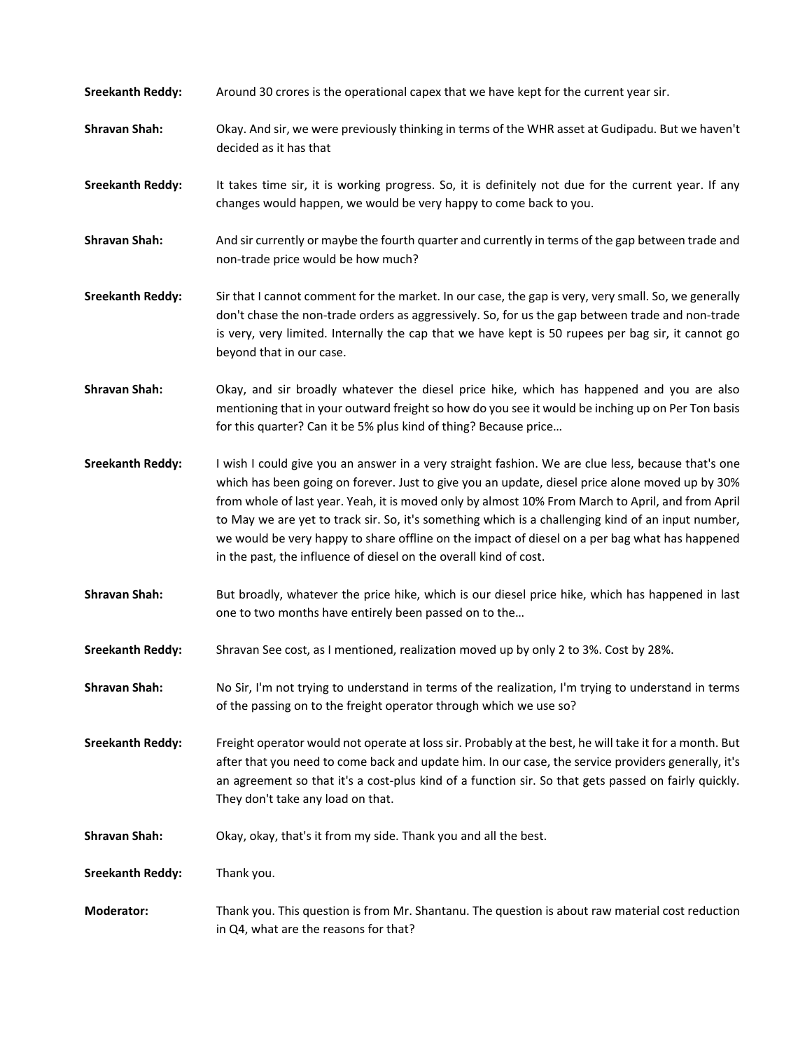**Sreekanth Reddy:** Around 30 crores is the operational capex that we have kept for the current year sir.

**Shravan Shah:** Okay. And sir, we were previously thinking in terms of the WHR asset at Gudipadu. But we haven't decided as it has that

**Sreekanth Reddy:** It takes time sir, it is working progress. So, it is definitely not due for the current year. If any changes would happen, we would be very happy to come back to you.

**Shravan Shah:** And sir currently or maybe the fourth quarter and currently in terms of the gap between trade and non-trade price would be how much?

**Sreekanth Reddy:** Sir that I cannot comment for the market. In our case, the gap is very, very small. So, we generally don't chase the non-trade orders as aggressively. So, for us the gap between trade and non-trade is very, very limited. Internally the cap that we have kept is 50 rupees per bag sir, it cannot go beyond that in our case.

**Shravan Shah:** Okay, and sir broadly whatever the diesel price hike, which has happened and you are also mentioning that in your outward freight so how do you see it would be inching up on Per Ton basis for this quarter? Can it be 5% plus kind of thing? Because price…

**Sreekanth Reddy:** I wish I could give you an answer in a very straight fashion. We are clue less, because that's one which has been going on forever. Just to give you an update, diesel price alone moved up by 30% from whole of last year. Yeah, it is moved only by almost 10% From March to April, and from April to May we are yet to track sir. So, it's something which is a challenging kind of an input number, we would be very happy to share offline on the impact of diesel on a per bag what has happened in the past, the influence of diesel on the overall kind of cost.

**Shravan Shah:** But broadly, whatever the price hike, which is our diesel price hike, which has happened in last one to two months have entirely been passed on to the…

**Sreekanth Reddy:** Shravan See cost, as I mentioned, realization moved up by only 2 to 3%. Cost by 28%.

**Shravan Shah:** No Sir, I'm not trying to understand in terms of the realization, I'm trying to understand in terms of the passing on to the freight operator through which we use so?

**Sreekanth Reddy:** Freight operator would not operate at loss sir. Probably at the best, he will take it for a month. But after that you need to come back and update him. In our case, the service providers generally, it's an agreement so that it's a cost-plus kind of a function sir. So that gets passed on fairly quickly. They don't take any load on that.

**Shravan Shah:** Okay, okay, that's it from my side. Thank you and all the best.

**Sreekanth Reddy:** Thank you.

**Moderator:** Thank you. This question is from Mr. Shantanu. The question is about raw material cost reduction in Q4, what are the reasons for that?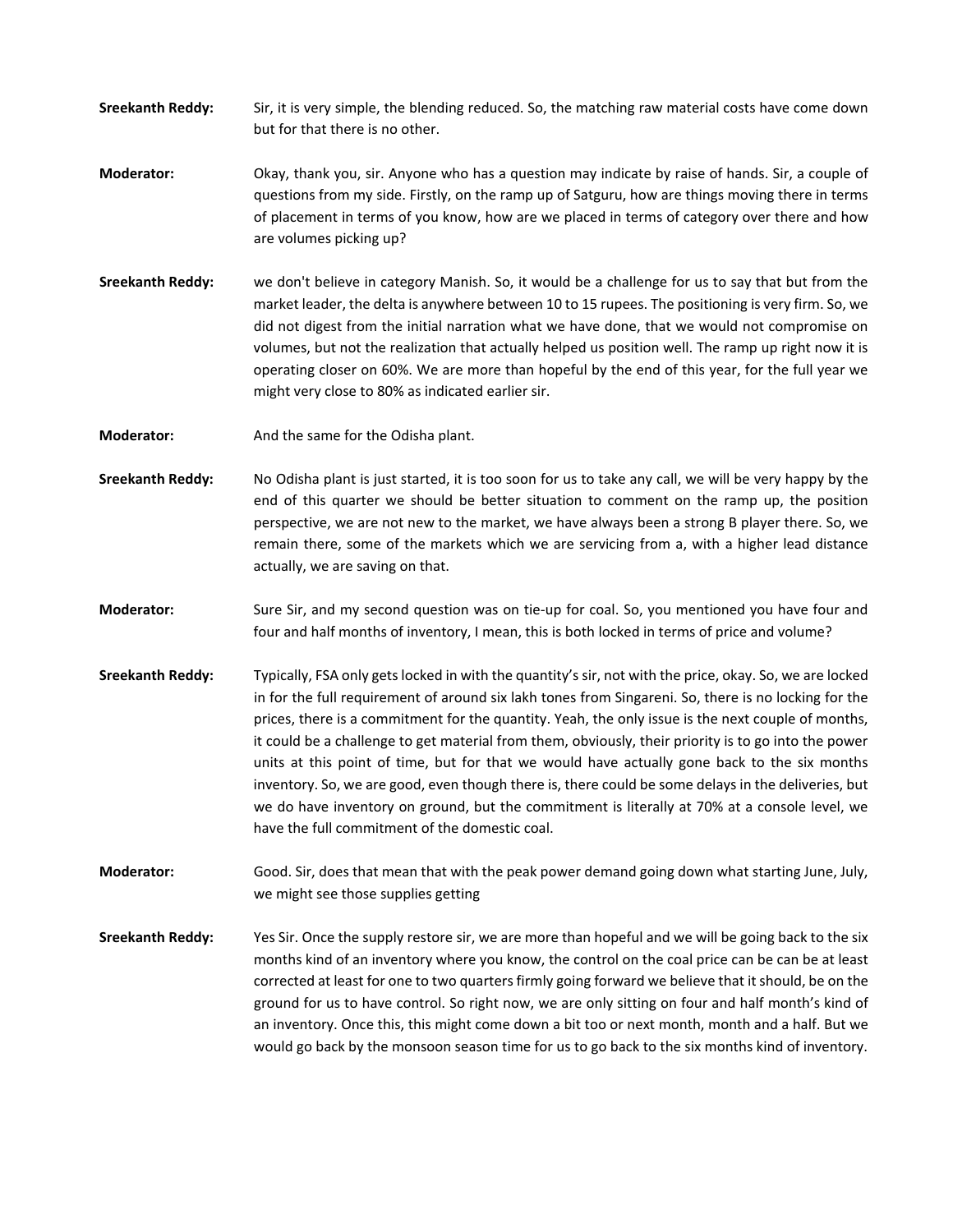**Sreekanth Reddy:** Sir, it is very simple, the blending reduced. So, the matching raw material costs have come down but for that there is no other.

**Moderator:** Okay, thank you, sir. Anyone who has a question may indicate by raise of hands. Sir, a couple of questions from my side. Firstly, on the ramp up of Satguru, how are things moving there in terms of placement in terms of you know, how are we placed in terms of category over there and how are volumes picking up?

**Sreekanth Reddy:** we don't believe in category Manish. So, it would be a challenge for us to say that but from the market leader, the delta is anywhere between 10 to 15 rupees. The positioning is very firm. So, we did not digest from the initial narration what we have done, that we would not compromise on volumes, but not the realization that actually helped us position well. The ramp up right now it is operating closer on 60%. We are more than hopeful by the end of this year, for the full year we might very close to 80% as indicated earlier sir.

**Moderator:** And the same for the Odisha plant.

**Sreekanth Reddy:** No Odisha plant is just started, it is too soon for us to take any call, we will be very happy by the end of this quarter we should be better situation to comment on the ramp up, the position perspective, we are not new to the market, we have always been a strong B player there. So, we remain there, some of the markets which we are servicing from a, with a higher lead distance actually, we are saving on that.

**Moderator:** Sure Sir, and my second question was on tie-up for coal. So, you mentioned you have four and four and half months of inventory, I mean, this is both locked in terms of price and volume?

**Sreekanth Reddy:** Typically, FSA only gets locked in with the quantity's sir, not with the price, okay. So, we are locked in for the full requirement of around six lakh tones from Singareni. So, there is no locking for the prices, there is a commitment for the quantity. Yeah, the only issue is the next couple of months, it could be a challenge to get material from them, obviously, their priority is to go into the power units at this point of time, but for that we would have actually gone back to the six months inventory. So, we are good, even though there is, there could be some delays in the deliveries, but we do have inventory on ground, but the commitment is literally at 70% at a console level, we have the full commitment of the domestic coal.

**Moderator:** Good. Sir, does that mean that with the peak power demand going down what starting June, July, we might see those supplies getting

**Sreekanth Reddy:** Yes Sir. Once the supply restore sir, we are more than hopeful and we will be going back to the six months kind of an inventory where you know, the control on the coal price can be can be at least corrected at least for one to two quarters firmly going forward we believe that it should, be on the ground for us to have control. So right now, we are only sitting on four and half month's kind of an inventory. Once this, this might come down a bit too or next month, month and a half. But we would go back by the monsoon season time for us to go back to the six months kind of inventory.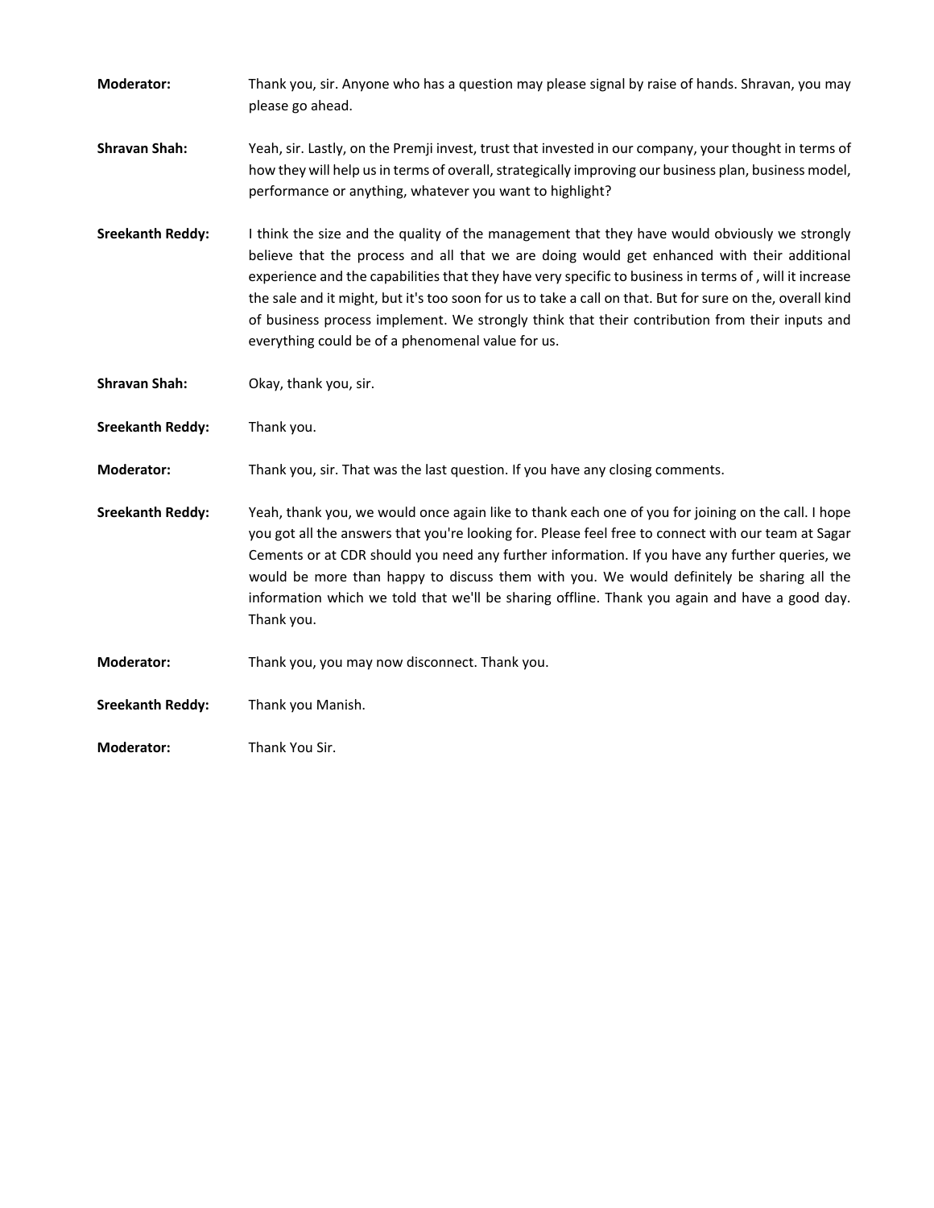**Moderator:** Thank you, sir. Anyone who has a question may please signal by raise of hands. Shravan, you may please go ahead.

**Shravan Shah:** Yeah, sir. Lastly, on the Premji invest, trust that invested in our company, your thought in terms of how they will help us in terms of overall, strategically improving our business plan, business model, performance or anything, whatever you want to highlight?

**Sreekanth Reddy:** I think the size and the quality of the management that they have would obviously we strongly believe that the process and all that we are doing would get enhanced with their additional experience and the capabilities that they have very specific to business in terms of , will it increase the sale and it might, but it's too soon for us to take a call on that. But for sure on the, overall kind of business process implement. We strongly think that their contribution from their inputs and everything could be of a phenomenal value for us.

**Shravan Shah:** Okay, thank you, sir.

**Sreekanth Reddy:** Thank you.

**Moderator:** Thank you, sir. That was the last question. If you have any closing comments.

**Sreekanth Reddy:** Yeah, thank you, we would once again like to thank each one of you for joining on the call. I hope you got all the answers that you're looking for. Please feel free to connect with our team at Sagar Cements or at CDR should you need any further information. If you have any further queries, we would be more than happy to discuss them with you. We would definitely be sharing all the information which we told that we'll be sharing offline. Thank you again and have a good day. Thank you.

**Moderator:** Thank you, you may now disconnect. Thank you.

**Sreekanth Reddy:** Thank you Manish.

**Moderator:** Thank You Sir.